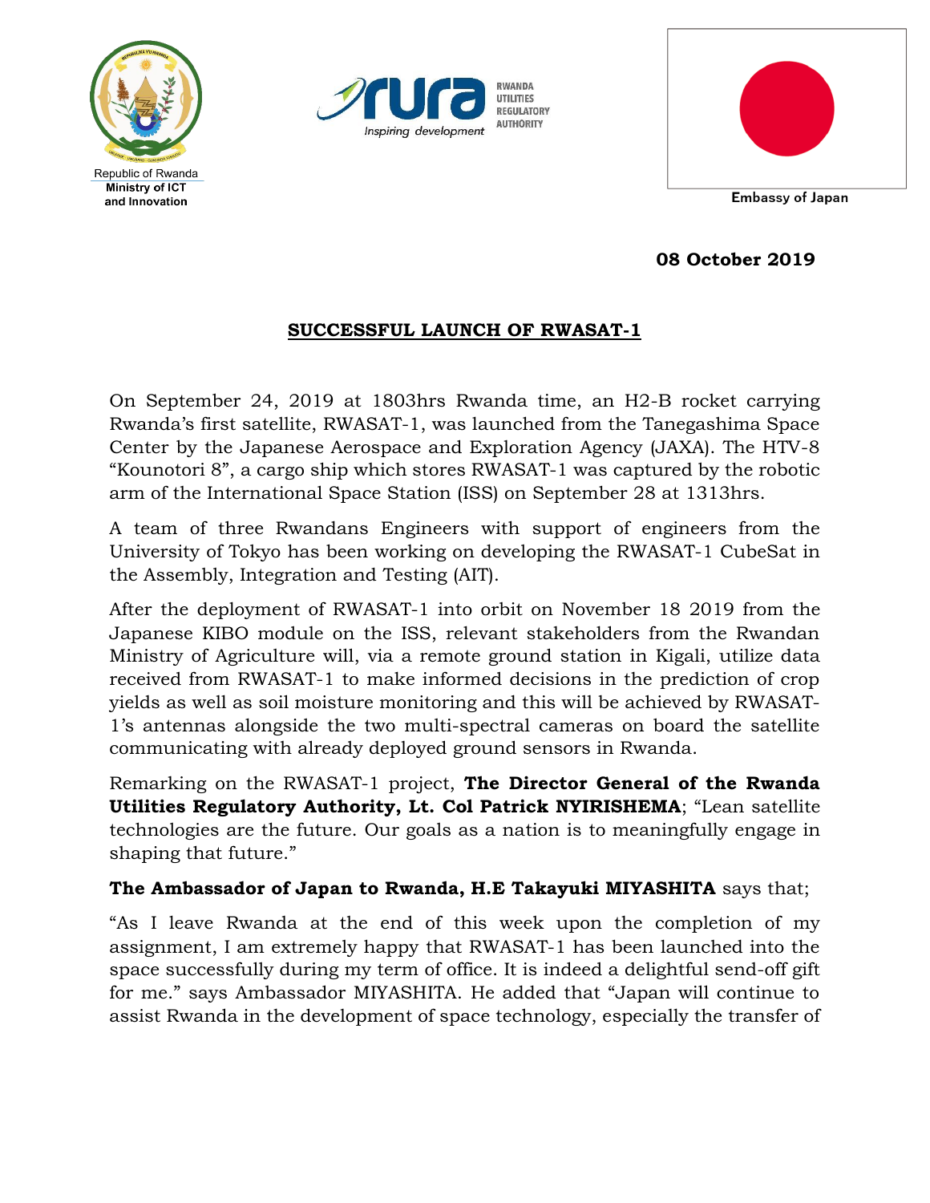Republic of Rwanda
Ministry of ICT
and Innovation

RWANDA UTILITIES REGULATORY AUTHORITY
Inspiring development

Embassy of Japan

**08 October 2019**

## SUCCESSFUL LAUNCH OF RWASAT-1

On September 24, 2019 at 1803hrs Rwanda time, an H2-B rocket carrying Rwanda's first satellite, RWASAT-1, was launched from the Tanegashima Space Center by the Japanese Aerospace and Exploration Agency (JAXA). The HTV-8 "Kounotori 8", a cargo ship which stores RWASAT-1 was captured by the robotic arm of the International Space Station (ISS) on September 28 at 1313hrs.

A team of three Rwandans Engineers with support of engineers from the University of Tokyo has been working on developing the RWASAT-1 CubeSat in the Assembly, Integration and Testing (AIT).

After the deployment of RWASAT-1 into orbit on November 18 2019 from the Japanese KIBO module on the ISS, relevant stakeholders from the Rwandan Ministry of Agriculture will, via a remote ground station in Kigali, utilize data received from RWASAT-1 to make informed decisions in the prediction of crop yields as well as soil moisture monitoring and this will be achieved by RWASAT-1's antennas alongside the two multi-spectral cameras on board the satellite communicating with already deployed ground sensors in Rwanda.

Remarking on the RWASAT-1 project, **The Director General of the Rwanda Utilities Regulatory Authority, Lt. Col Patrick NYIRISHEMA**; "Lean satellite technologies are the future. Our goals as a nation is to meaningfully engage in shaping that future."

**The Ambassador of Japan to Rwanda, H.E Takayuki MIYASHITA** says that;

"As I leave Rwanda at the end of this week upon the completion of my assignment, I am extremely happy that RWASAT-1 has been launched into the space successfully during my term of office. It is indeed a delightful send-off gift for me." says Ambassador MIYASHITA. He added that "Japan will continue to assist Rwanda in the development of space technology, especially the transfer of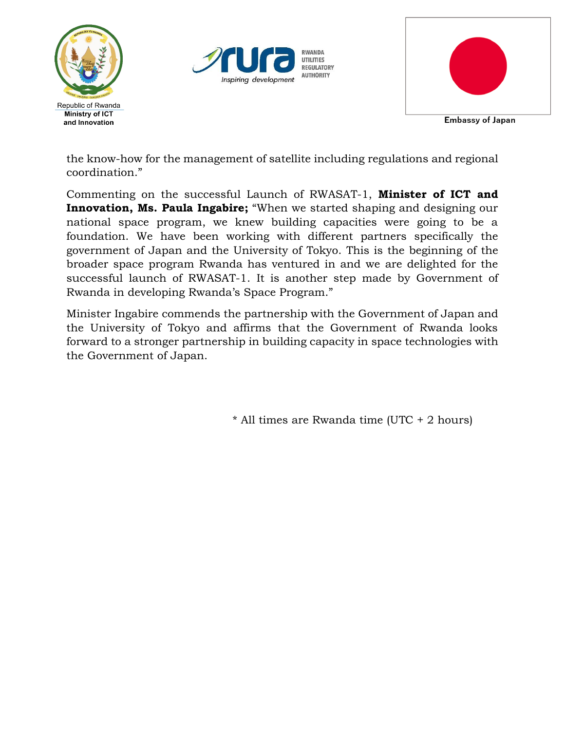the know-how for the management of satellite including regulations and regional coordination."

Commenting on the successful Launch of RWASAT-1, **Minister of ICT and Innovation, Ms. Paula Ingabire;** "When we started shaping and designing our national space program, we knew building capacities were going to be a foundation. We have been working with different partners specifically the government of Japan and the University of Tokyo. This is the beginning of the broader space program Rwanda has ventured in and we are delighted for the successful launch of RWASAT-1. It is another step made by Government of Rwanda in developing Rwanda's Space Program."

Minister Ingabire commends the partnership with the Government of Japan and the University of Tokyo and affirms that the Government of Rwanda looks forward to a stronger partnership in building capacity in space technologies with the Government of Japan.

* All times are Rwanda time (UTC + 2 hours)